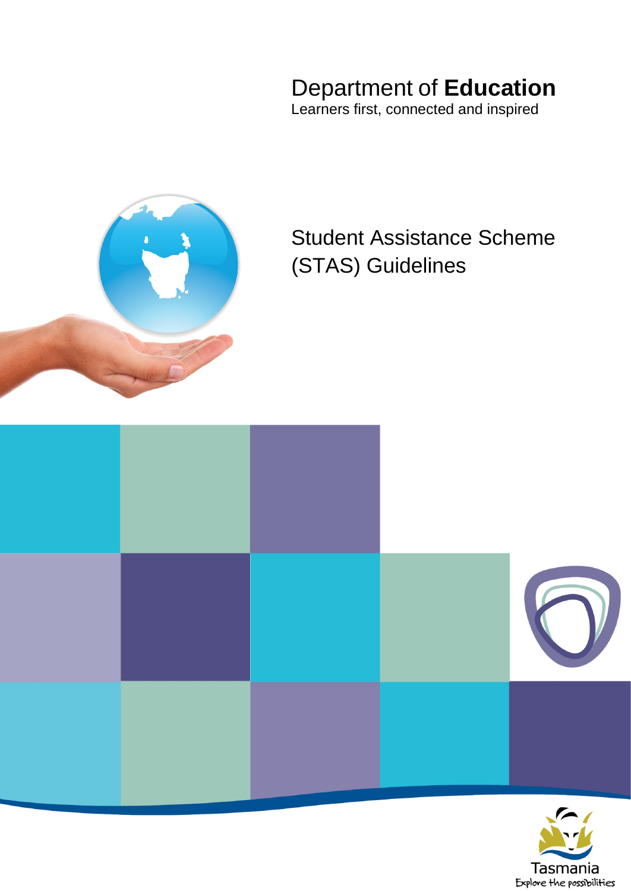Department of **Education**

Learners first, connected and inspired

# Student Assistance Scheme (STAS) Guidelines

Tasmania

Explore the possibilities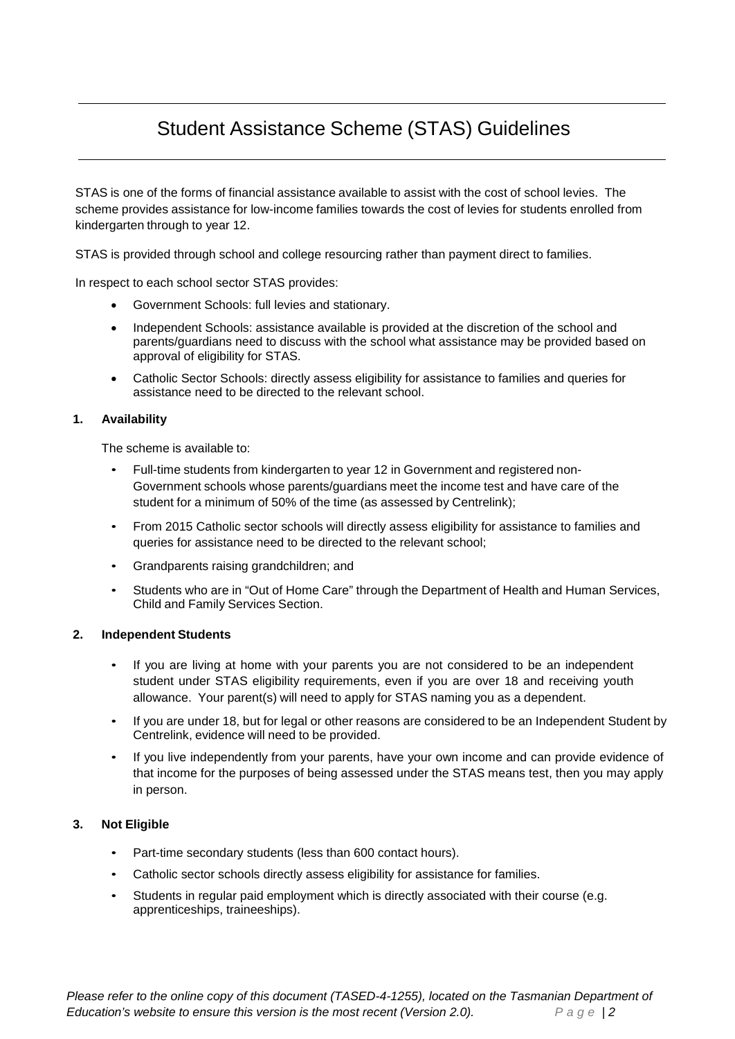# Student Assistance Scheme (STAS) Guidelines

STAS is one of the forms of financial assistance available to assist with the cost of school levies. The scheme provides assistance for low-income families towards the cost of levies for students enrolled from kindergarten through to year 12.

STAS is provided through school and college resourcing rather than payment direct to families.

In respect to each school sector STAS provides:

- Government Schools: full levies and stationary.
- Independent Schools: assistance available is provided at the discretion of the school and parents/guardians need to discuss with the school what assistance may be provided based on approval of eligibility for STAS.
- Catholic Sector Schools: directly assess eligibility for assistance to families and queries for assistance need to be directed to the relevant school.

## 1. Availability

The scheme is available to:

- Full-time students from kindergarten to year 12 in Government and registered non-Government schools whose parents/guardians meet the income test and have care of the student for a minimum of 50% of the time (as assessed by Centrelink);
- From 2015 Catholic sector schools will directly assess eligibility for assistance to families and queries for assistance need to be directed to the relevant school;
- Grandparents raising grandchildren; and
- Students who are in "Out of Home Care" through the Department of Health and Human Services, Child and Family Services Section.

## 2. Independent Students

- If you are living at home with your parents you are not considered to be an independent student under STAS eligibility requirements, even if you are over 18 and receiving youth allowance. Your parent(s) will need to apply for STAS naming you as a dependent.
- If you are under 18, but for legal or other reasons are considered to be an Independent Student by Centrelink, evidence will need to be provided.
- If you live independently from your parents, have your own income and can provide evidence of that income for the purposes of being assessed under the STAS means test, then you may apply in person.

## 3. Not Eligible

- Part-time secondary students (less than 600 contact hours).
- Catholic sector schools directly assess eligibility for assistance for families.
- Students in regular paid employment which is directly associated with their course (e.g. apprenticeships, traineeships).

*Please refer to the online copy of this document (TASED-4-1255), located on the Tasmanian Department of Education's website to ensure this version is the most recent (Version 2.0).*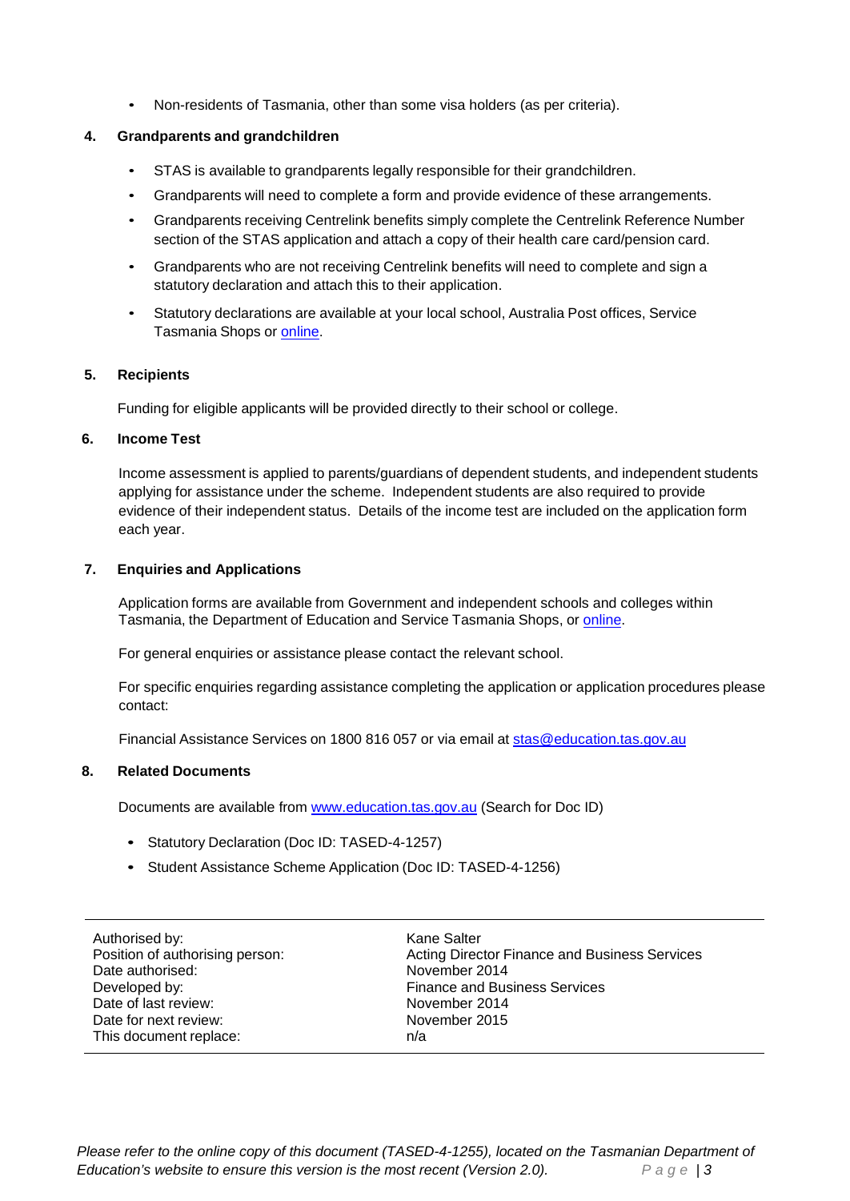- Non-residents of Tasmania, other than some visa holders (as per criteria).

### 4. Grandparents and grandchildren

- STAS is available to grandparents legally responsible for their grandchildren.
- Grandparents will need to complete a form and provide evidence of these arrangements.
- Grandparents receiving Centrelink benefits simply complete the Centrelink Reference Number section of the STAS application and attach a copy of their health care card/pension card.
- Grandparents who are not receiving Centrelink benefits will need to complete and sign a statutory declaration and attach this to their application.
- Statutory declarations are available at your local school, Australia Post offices, Service Tasmania Shops or online.

### 5. Recipients

Funding for eligible applicants will be provided directly to their school or college.

### 6. Income Test

Income assessment is applied to parents/guardians of dependent students, and independent students applying for assistance under the scheme. Independent students are also required to provide evidence of their independent status. Details of the income test are included on the application form each year.

### 7. Enquiries and Applications

Application forms are available from Government and independent schools and colleges within Tasmania, the Department of Education and Service Tasmania Shops, or online.

For general enquiries or assistance please contact the relevant school.

For specific enquiries regarding assistance completing the application or application procedures please contact:

Financial Assistance Services on 1800 816 057 or via email at stas@education.tas.gov.au

### 8. Related Documents

Documents are available from www.education.tas.gov.au (Search for Doc ID)

- Statutory Declaration (Doc ID: TASED-4-1257)
- Student Assistance Scheme Application (Doc ID: TASED-4-1256)

| | |
|---|---|
| Authorised by: | Kane Salter |
| Position of authorising person: | Acting Director Finance and Business Services |
| Date authorised: | November 2014 |
| Developed by: | Finance and Business Services |
| Date of last review: | November 2014 |
| Date for next review: | November 2015 |
| This document replace: | n/a |

*Please refer to the online copy of this document (TASED-4-1255), located on the Tasmanian Department of Education's website to ensure this version is the most recent (Version 2.0).*